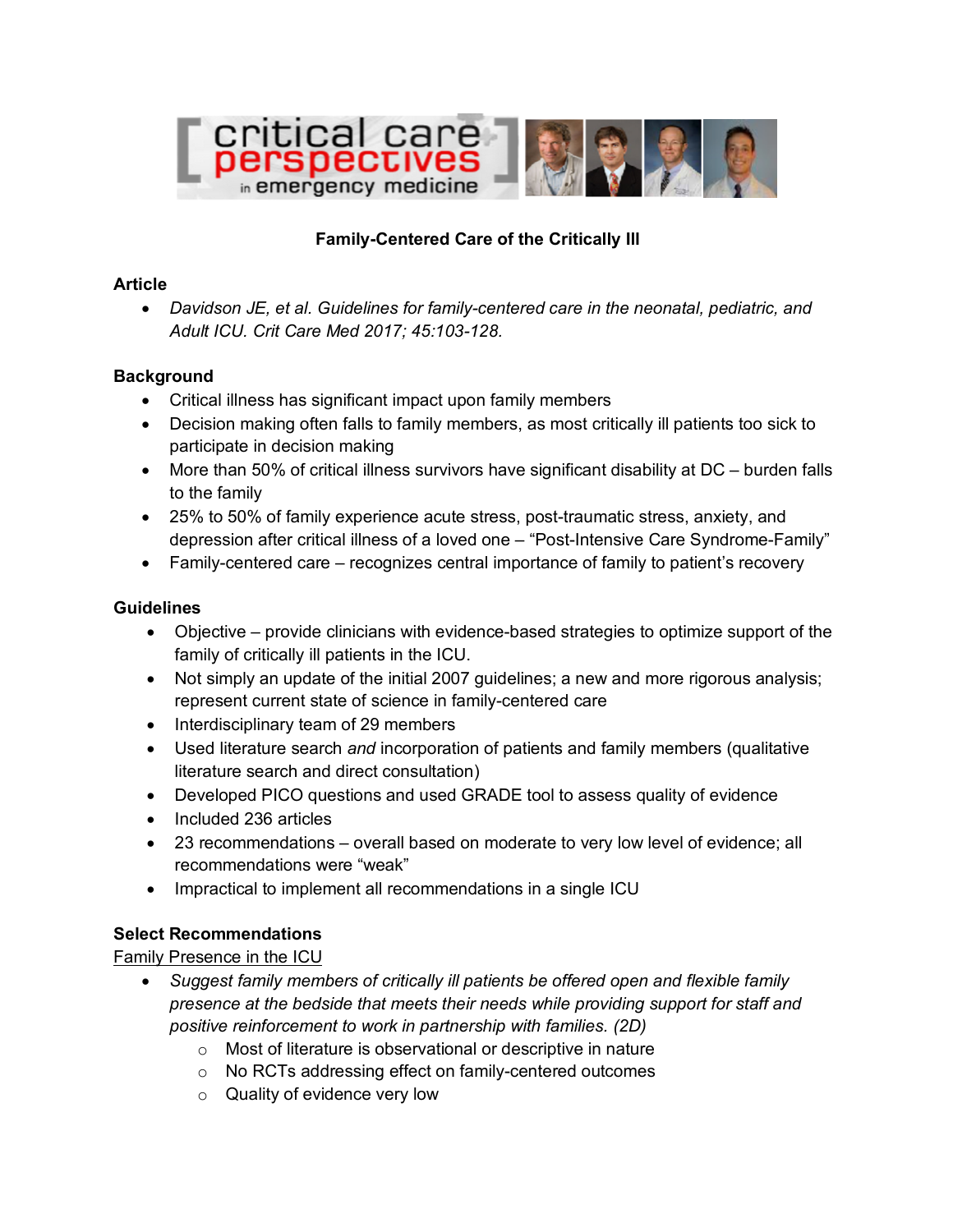# Family-Centered Care of the Critically Ill

## Article

- *Davidson JE, et al. Guidelines for family-centered care in the neonatal, pediatric, and Adult ICU. Crit Care Med 2017; 45:103-128.*

## Background

- Critical illness has significant impact upon family members
- Decision making often falls to family members, as most critically ill patients too sick to participate in decision making
- More than 50% of critical illness survivors have significant disability at DC – burden falls to the family
- 25% to 50% of family experience acute stress, post-traumatic stress, anxiety, and depression after critical illness of a loved one – "Post-Intensive Care Syndrome-Family"
- Family-centered care – recognizes central importance of family to patient's recovery

## Guidelines

- Objective – provide clinicians with evidence-based strategies to optimize support of the family of critically ill patients in the ICU.
- Not simply an update of the initial 2007 guidelines; a new and more rigorous analysis; represent current state of science in family-centered care
- Interdisciplinary team of 29 members
- Used literature search *and* incorporation of patients and family members (qualitative literature search and direct consultation)
- Developed PICO questions and used GRADE tool to assess quality of evidence
- Included 236 articles
- 23 recommendations – overall based on moderate to very low level of evidence; all recommendations were "weak"
- Impractical to implement all recommendations in a single ICU

## Select Recommendations

<u>Family Presence in the ICU</u>

- *Suggest family members of critically ill patients be offered open and flexible family presence at the bedside that meets their needs while providing support for staff and positive reinforcement to work in partnership with families. (2D)*
  - Most of literature is observational or descriptive in nature
  - No RCTs addressing effect on family-centered outcomes
  - Quality of evidence very low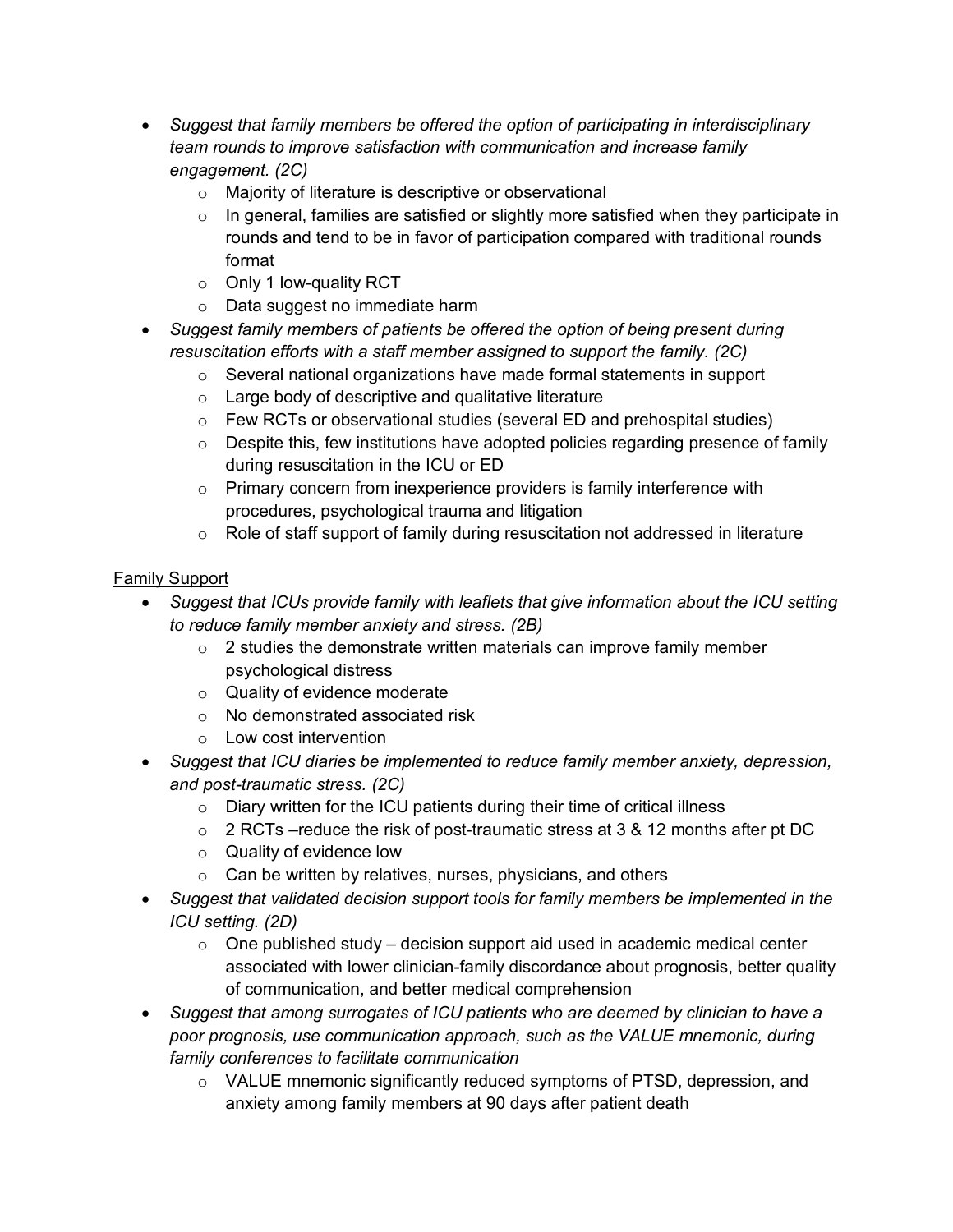- *Suggest that family members be offered the option of participating in interdisciplinary team rounds to improve satisfaction with communication and increase family engagement. (2C)*
    - Majority of literature is descriptive or observational
    - In general, families are satisfied or slightly more satisfied when they participate in rounds and tend to be in favor of participation compared with traditional rounds format
    - Only 1 low-quality RCT
    - Data suggest no immediate harm
- *Suggest family members of patients be offered the option of being present during resuscitation efforts with a staff member assigned to support the family. (2C)*
    - Several national organizations have made formal statements in support
    - Large body of descriptive and qualitative literature
    - Few RCTs or observational studies (several ED and prehospital studies)
    - Despite this, few institutions have adopted policies regarding presence of family during resuscitation in the ICU or ED
    - Primary concern from inexperience providers is family interference with procedures, psychological trauma and litigation
    - Role of staff support of family during resuscitation not addressed in literature

<u>Family Support</u>

- *Suggest that ICUs provide family with leaflets that give information about the ICU setting to reduce family member anxiety and stress. (2B)*
    - 2 studies the demonstrate written materials can improve family member psychological distress
    - Quality of evidence moderate
    - No demonstrated associated risk
    - Low cost intervention
- *Suggest that ICU diaries be implemented to reduce family member anxiety, depression, and post-traumatic stress. (2C)*
    - Diary written for the ICU patients during their time of critical illness
    - 2 RCTs –reduce the risk of post-traumatic stress at 3 & 12 months after pt DC
    - Quality of evidence low
    - Can be written by relatives, nurses, physicians, and others
- *Suggest that validated decision support tools for family members be implemented in the ICU setting. (2D)*
    - One published study – decision support aid used in academic medical center associated with lower clinician-family discordance about prognosis, better quality of communication, and better medical comprehension
- *Suggest that among surrogates of ICU patients who are deemed by clinician to have a poor prognosis, use communication approach, such as the VALUE mnemonic, during family conferences to facilitate communication*
    - VALUE mnemonic significantly reduced symptoms of PTSD, depression, and anxiety among family members at 90 days after patient death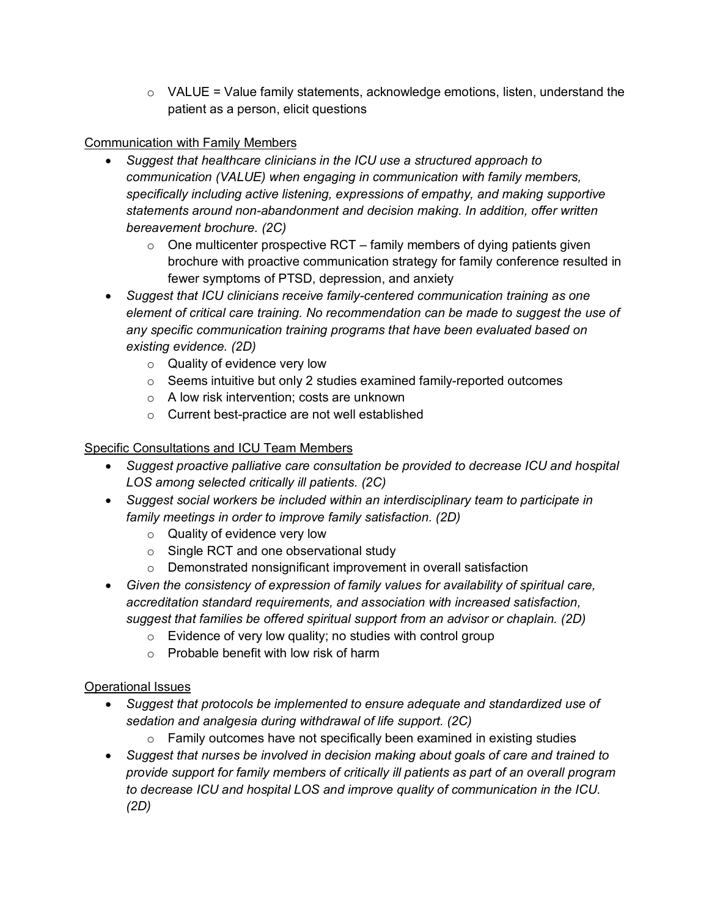- VALUE = Value family statements, acknowledge emotions, listen, understand the patient as a person, elicit questions

<u>Communication with Family Members</u>

- *Suggest that healthcare clinicians in the ICU use a structured approach to communication (VALUE) when engaging in communication with family members, specifically including active listening, expressions of empathy, and making supportive statements around non-abandonment and decision making. In addition, offer written bereavement brochure. (2C)*
  - One multicenter prospective RCT – family members of dying patients given brochure with proactive communication strategy for family conference resulted in fewer symptoms of PTSD, depression, and anxiety
- *Suggest that ICU clinicians receive family-centered communication training as one element of critical care training. No recommendation can be made to suggest the use of any specific communication training programs that have been evaluated based on existing evidence. (2D)*
  - Quality of evidence very low
  - Seems intuitive but only 2 studies examined family-reported outcomes
  - A low risk intervention; costs are unknown
  - Current best-practice are not well established

<u>Specific Consultations and ICU Team Members</u>

- *Suggest proactive palliative care consultation be provided to decrease ICU and hospital LOS among selected critically ill patients. (2C)*
- *Suggest social workers be included within an interdisciplinary team to participate in family meetings in order to improve family satisfaction. (2D)*
  - Quality of evidence very low
  - Single RCT and one observational study
  - Demonstrated nonsignificant improvement in overall satisfaction
- *Given the consistency of expression of family values for availability of spiritual care, accreditation standard requirements, and association with increased satisfaction, suggest that families be offered spiritual support from an advisor or chaplain. (2D)*
  - Evidence of very low quality; no studies with control group
  - Probable benefit with low risk of harm

<u>Operational Issues</u>

- *Suggest that protocols be implemented to ensure adequate and standardized use of sedation and analgesia during withdrawal of life support. (2C)*
  - Family outcomes have not specifically been examined in existing studies
- *Suggest that nurses be involved in decision making about goals of care and trained to provide support for family members of critically ill patients as part of an overall program to decrease ICU and hospital LOS and improve quality of communication in the ICU. (2D)*